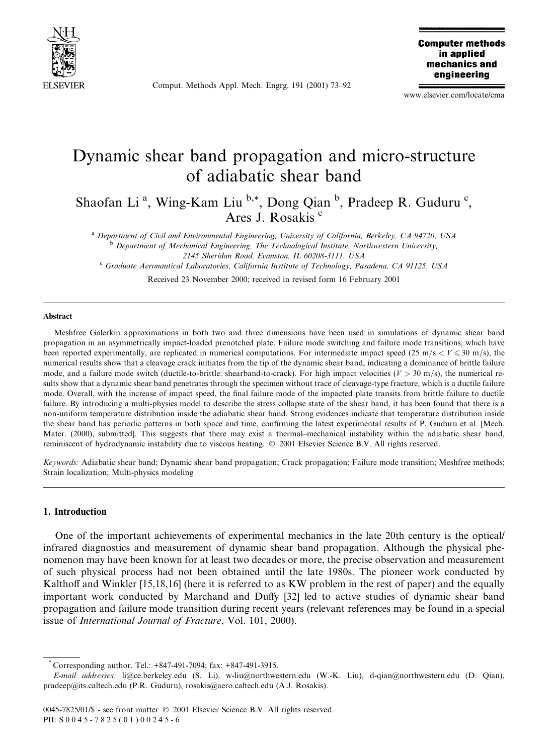# Dynamic shear band propagation and micro-structure of adiabatic shear band

Shaofan Li [a], Wing-Kam Liu [b,*], Dong Qian [b], Pradeep R. Guduru [c], Ares J. Rosakis [c]

[a] *Department of Civil and Environmental Engineering, University of California, Berkeley, CA 94720, USA*

[b] *Department of Mechanical Engineering, The Technological Institute, Northwestern University, 2145 Sheridan Road, Evanston, IL 60208-3111, USA*

[c] *Graduate Aeronautical Laboratories, California Institute of Technology, Pasadena, CA 91125, USA*

Received 23 November 2000; received in revised form 16 February 2001

## Abstract

Meshfree Galerkin approximations in both two and three dimensions have been used in simulations of dynamic shear band propagation in an asymmetrically impact-loaded prenotched plate. Failure mode switching and failure mode transitions, which have been reported experimentally, are replicated in numerical computations. For intermediate impact speed (25 m/s $< V \leqslant 30$ m/s), the numerical results show that a cleavage crack initiates from the tip of the dynamic shear band, indicating a dominance of brittle failure mode, and a failure mode switch (ductile-to-brittle: shearband-to-crack). For high impact velocities ($V > 30$ m/s), the numerical results show that a dynamic shear band penetrates through the specimen without trace of cleavage-type fracture, which is a ductile failure mode. Overall, with the increase of impact speed, the final failure mode of the impacted plate transits from brittle failure to ductile failure. By introducing a multi-physics model to describe the stress collapse state of the shear band, it has been found that there is a non-uniform temperature distribution inside the adiabatic shear band. Strong evidences indicate that temperature distribution inside the shear band has periodic patterns in both space and time, confirming the latest experimental results of P. Guduru et al. [Mech. Mater. (2000), submitted]. This suggests that there may exist a thermal–mechanical instability within the adiabatic shear band, reminiscent of hydrodynamic instability due to viscous heating. © 2001 Elsevier Science B.V. All rights reserved.

*Keywords:* Adiabatic shear band; Dynamic shear band propagation; Crack propagation; Failure mode transition; Meshfree methods; Strain localization; Multi-physics modeling

## 1. Introduction

One of the important achievements of experimental mechanics in the late 20th century is the optical/infrared diagnostics and measurement of dynamic shear band propagation. Although the physical phenomenon may have been known for at least two decades or more, the precise observation and measurement of such physical process had not been obtained until the late 1980s. The pioneer work conducted by Kalthoff and Winkler [15,18,16] (here it is referred to as KW problem in the rest of paper) and the equally important work conducted by Marchand and Duffy [32] led to active studies of dynamic shear band propagation and failure mode transition during recent years (relevant references may be found in a special issue of *International Journal of Fracture*, Vol. 101, 2000).

---

* Corresponding author. Tel.: +847-491-7094; fax: +847-491-3915.

*E-mail addresses:* li@ce.berkeley.edu (S. Li), w-liu@northwestern.edu (W.-K. Liu), d-qian@northwestern.edu (D. Qian), pradeep@its.caltech.edu (P.R. Guduru), rosakis@aero.caltech.edu (A.J. Rosakis).

0045-7825/01/$ - see front matter © 2001 Elsevier Science B.V. All rights reserved.
PII: S0045-7825(01)00245-6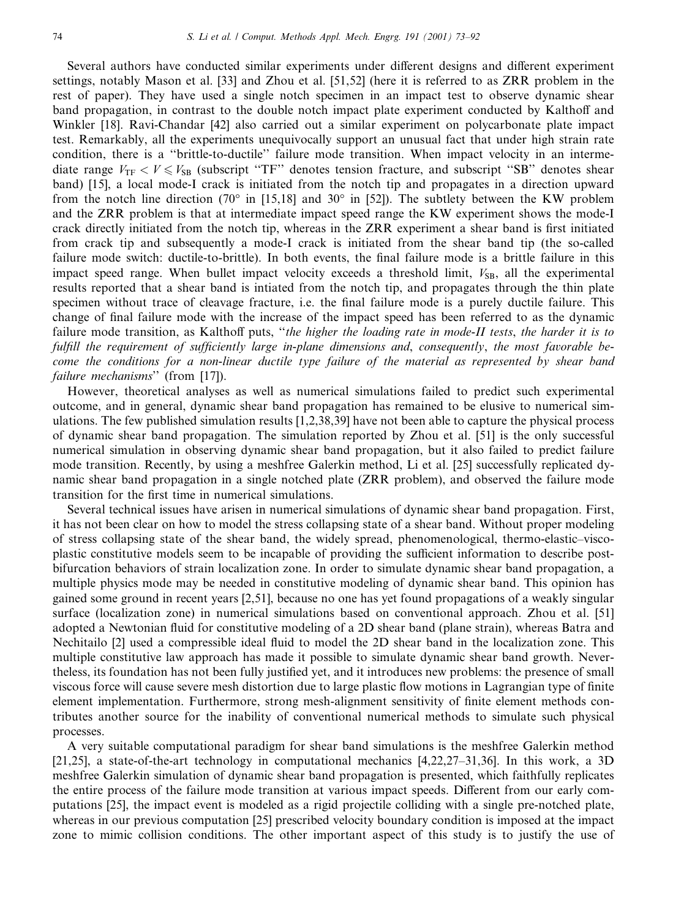Several authors have conducted similar experiments under different designs and different experiment settings, notably Mason et al. [33] and Zhou et al. [51,52] (here it is referred to as ZRR problem in the rest of paper). They have used a single notch specimen in an impact test to observe dynamic shear band propagation, in contrast to the double notch impact plate experiment conducted by Kalthoff and Winkler [18]. Ravi-Chandar [42] also carried out a similar experiment on polycarbonate plate impact test. Remarkably, all the experiments unequivocally support an unusual fact that under high strain rate condition, there is a "brittle-to-ductile" failure mode transition. When impact velocity in an intermediate range $V_{TF} < V \leqslant V_{SB}$ (subscript "TF" denotes tension fracture, and subscript "SB" denotes shear band) [15], a local mode-I crack is initiated from the notch tip and propagates in a direction upward from the notch line direction (70° in [15,18] and 30° in [52]). The subtlety between the KW problem and the ZRR problem is that at intermediate impact speed range the KW experiment shows the mode-I crack directly initiated from the notch tip, whereas in the ZRR experiment a shear band is first initiated from crack tip and subsequently a mode-I crack is initiated from the shear band tip (the so-called failure mode switch: ductile-to-brittle). In both events, the final failure mode is a brittle failure in this impact speed range. When bullet impact velocity exceeds a threshold limit, $V_{SB}$, all the experimental results reported that a shear band is intiated from the notch tip, and propagates through the thin plate specimen without trace of cleavage fracture, i.e. the final failure mode is a purely ductile failure. This change of final failure mode with the increase of the impact speed has been referred to as the dynamic failure mode transition, as Kalthoff puts, "*the higher the loading rate in mode-II tests, the harder it is to fulfill the requirement of sufficiently large in-plane dimensions and, consequently, the most favorable become the conditions for a non-linear ductile type failure of the material as represented by shear band failure mechanisms*" (from [17]).

However, theoretical analyses as well as numerical simulations failed to predict such experimental outcome, and in general, dynamic shear band propagation has remained to be elusive to numerical simulations. The few published simulation results [1,2,38,39] have not been able to capture the physical process of dynamic shear band propagation. The simulation reported by Zhou et al. [51] is the only successful numerical simulation in observing dynamic shear band propagation, but it also failed to predict failure mode transition. Recently, by using a meshfree Galerkin method, Li et al. [25] successfully replicated dynamic shear band propagation in a single notched plate (ZRR problem), and observed the failure mode transition for the first time in numerical simulations.

Several technical issues have arisen in numerical simulations of dynamic shear band propagation. First, it has not been clear on how to model the stress collapsing state of a shear band. Without proper modeling of stress collapsing state of the shear band, the widely spread, phenomenological, thermo-elastic–visco-plastic constitutive models seem to be incapable of providing the sufficient information to describe post-bifurcation behaviors of strain localization zone. In order to simulate dynamic shear band propagation, a multiple physics mode may be needed in constitutive modeling of dynamic shear band. This opinion has gained some ground in recent years [2,51], because no one has yet found propagations of a weakly singular surface (localization zone) in numerical simulations based on conventional approach. Zhou et al. [51] adopted a Newtonian fluid for constitutive modeling of a 2D shear band (plane strain), whereas Batra and Nechitailo [2] used a compressible ideal fluid to model the 2D shear band in the localization zone. This multiple constitutive law approach has made it possible to simulate dynamic shear band growth. Nevertheless, its foundation has not been fully justified yet, and it introduces new problems: the presence of small viscous force will cause severe mesh distortion due to large plastic flow motions in Lagrangian type of finite element implementation. Furthermore, strong mesh-alignment sensitivity of finite element methods contributes another source for the inability of conventional numerical methods to simulate such physical processes.

A very suitable computational paradigm for shear band simulations is the meshfree Galerkin method [21,25], a state-of-the-art technology in computational mechanics [4,22,27–31,36]. In this work, a 3D meshfree Galerkin simulation of dynamic shear band propagation is presented, which faithfully replicates the entire process of the failure mode transition at various impact speeds. Different from our early computations [25], the impact event is modeled as a rigid projectile colliding with a single pre-notched plate, whereas in our previous computation [25] prescribed velocity boundary condition is imposed at the impact zone to mimic collision conditions. The other important aspect of this study is to justify the use of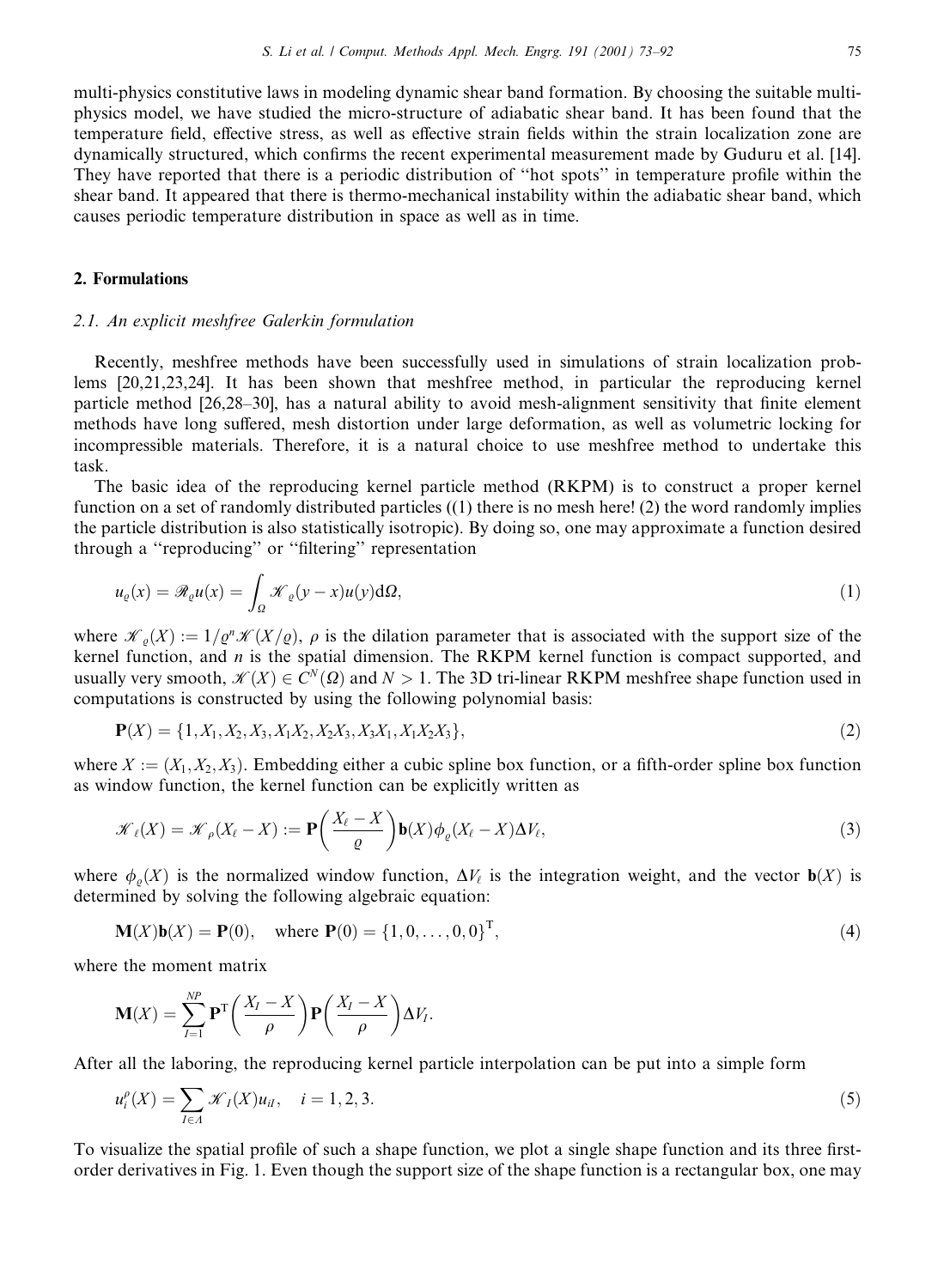multi-physics constitutive laws in modeling dynamic shear band formation. By choosing the suitable multi-physics model, we have studied the micro-structure of adiabatic shear band. It has been found that the temperature field, effective stress, as well as effective strain fields within the strain localization zone are dynamically structured, which confirms the recent experimental measurement made by Guduru et al. [14]. They have reported that there is a periodic distribution of "hot spots" in temperature profile within the shear band. It appeared that there is thermo-mechanical instability within the adiabatic shear band, which causes periodic temperature distribution in space as well as in time.

## 2. Formulations

### 2.1. An explicit meshfree Galerkin formulation

Recently, meshfree methods have been successfully used in simulations of strain localization problems [20,21,23,24]. It has been shown that meshfree method, in particular the reproducing kernel particle method [26,28–30], has a natural ability to avoid mesh-alignment sensitivity that finite element methods have long suffered, mesh distortion under large deformation, as well as volumetric locking for incompressible materials. Therefore, it is a natural choice to use meshfree method to undertake this task.

The basic idea of the reproducing kernel particle method (RKPM) is to construct a proper kernel function on a set of randomly distributed particles ((1) there is no mesh here! (2) the word randomly implies the particle distribution is also statistically isotropic). By doing so, one may approximate a function desired through a "reproducing" or "filtering" representation

$$u_\varrho(x) = \mathscr{R}_\varrho u(x) = \int_\Omega \mathscr{K}_\varrho(y-x)u(y)\mathrm{d}\Omega, \tag{1}$$

where $\mathscr{K}_\varrho(X) := 1/\varrho^n \mathscr{K}(X/\varrho)$, $\rho$ is the dilation parameter that is associated with the support size of the kernel function, and $n$ is the spatial dimension. The RKPM kernel function is compact supported, and usually very smooth, $\mathscr{K}(X) \in C^N(\Omega)$ and $N > 1$. The 3D tri-linear RKPM meshfree shape function used in computations is constructed by using the following polynomial basis:

$$\mathbf{P}(X) = \{1, X_1, X_2, X_3, X_1X_2, X_2X_3, X_3X_1, X_1X_2X_3\}, \tag{2}$$

where $X := (X_1, X_2, X_3)$. Embedding either a cubic spline box function, or a fifth-order spline box function as window function, the kernel function can be explicitly written as

$$\mathscr{K}_\ell(X) = \mathscr{K}_\rho(X_\ell - X) := \mathbf{P}\left(\frac{X_\ell - X}{\varrho}\right)\mathbf{b}(X)\phi_\varrho(X_\ell - X)\Delta V_\ell, \tag{3}$$

where $\phi_\varrho(X)$ is the normalized window function, $\Delta V_\ell$ is the integration weight, and the vector $\mathbf{b}(X)$ is determined by solving the following algebraic equation:

$$\mathbf{M}(X)\mathbf{b}(X) = \mathbf{P}(0), \quad \text{where } \mathbf{P}(0) = \{1, 0, \ldots, 0, 0\}^{\mathrm{T}}, \tag{4}$$

where the moment matrix

$$\mathbf{M}(X) = \sum_{I=1}^{NP} \mathbf{P}^{\mathrm{T}}\left(\frac{X_I - X}{\rho}\right)\mathbf{P}\left(\frac{X_I - X}{\rho}\right)\Delta V_I.$$

After all the laboring, the reproducing kernel particle interpolation can be put into a simple form

$$u_i^\rho(X) = \sum_{I\in\Lambda} \mathscr{K}_I(X)u_{iI}, \quad i = 1, 2, 3. \tag{5}$$

To visualize the spatial profile of such a shape function, we plot a single shape function and its three first-order derivatives in Fig. 1. Even though the support size of the shape function is a rectangular box, one may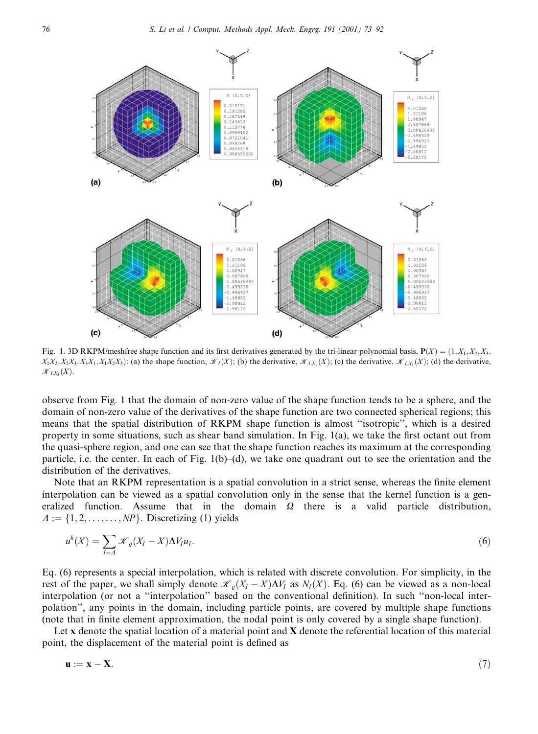Fig. 1. 3D RKPM/meshfree shape function and its first derivatives generated by the tri-linear polynomial basis, $\mathbf{P}(X) = (1, X_1, X_2, X_3, X_1X_2, X_2X_3, X_3X_1, X_1X_2X_3)$: (a) the shape function, $\mathscr{K}_I(X)$; (b) the derivative, $\mathscr{K}_{I,X_1}(X)$; (c) the derivative, $\mathscr{K}_{I,X_2}(X)$; (d) the derivative, $\mathscr{K}_{I,X_3}(X)$.

observe from Fig. 1 that the domain of non-zero value of the shape function tends to be a sphere, and the domain of non-zero value of the derivatives of the shape function are two connected spherical regions; this means that the spatial distribution of RKPM shape function is almost "isotropic", which is a desired property in some situations, such as shear band simulation. In Fig. 1(a), we take the first octant out from the quasi-sphere region, and one can see that the shape function reaches its maximum at the corresponding particle, i.e. the center. In each of Fig. 1(b)–(d), we take one quadrant out to see the orientation and the distribution of the derivatives.

Note that an RKPM representation is a spatial convolution in a strict sense, whereas the finite element interpolation can be viewed as a spatial convolution only in the sense that the kernel function is a generalized function. Assume that in the domain $\Omega$ there is a valid particle distribution, $\Lambda := \{1, 2, \ldots, \ldots, NP\}$. Discretizing (1) yields

$$u^h(X) = \sum_{I=\Lambda} \mathscr{K}_\varrho(X_I - X)\Delta V_I u_I. \tag{6}$$

Eq. (6) represents a special interpolation, which is related with discrete convolution. For simplicity, in the rest of the paper, we shall simply denote $\mathscr{K}_\varrho(X_I - X)\Delta V_I$ as $N_I(X)$. Eq. (6) can be viewed as a non-local interpolation (or not a "interpolation" based on the conventional definition). In such "non-local interpolation", any points in the domain, including particle points, are covered by multiple shape functions (note that in finite element approximation, the nodal point is only covered by a single shape function).

Let $\mathbf{x}$ denote the spatial location of a material point and $\mathbf{X}$ denote the referential location of this material point, the displacement of the material point is defined as

$$\mathbf{u} := \mathbf{x} - \mathbf{X}. \tag{7}$$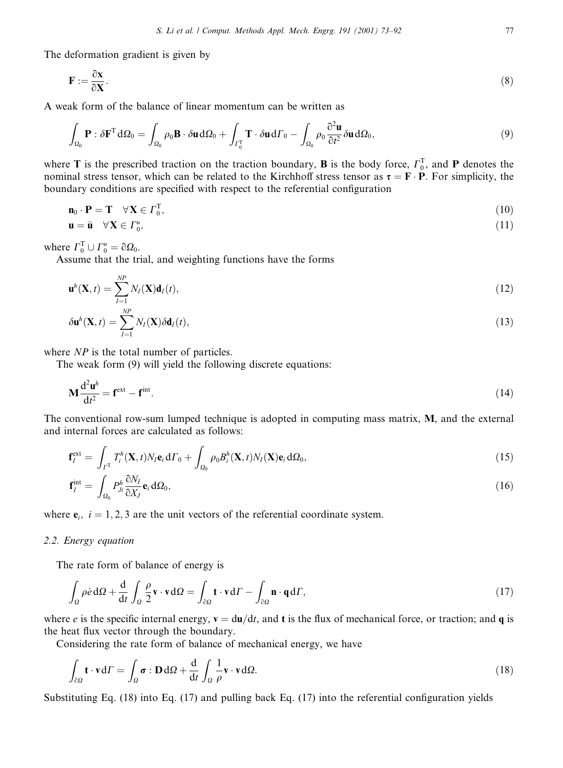The deformation gradient is given by

$$\mathbf{F} := \frac{\partial \mathbf{x}}{\partial \mathbf{X}}. \tag{8}$$

A weak form of the balance of linear momentum can be written as

$$\int_{\Omega_0} \mathbf{P} : \delta \mathbf{F}^{\mathrm{T}} \, \mathrm{d}\Omega_0 = \int_{\Omega_0} \rho_0 \mathbf{B} \cdot \delta \mathbf{u} \, \mathrm{d}\Omega_0 + \int_{\Gamma_0^{\mathrm{T}}} \mathbf{T} \cdot \delta \mathbf{u} \, \mathrm{d}\Gamma_0 - \int_{\Omega_0} \rho_0 \frac{\partial^2 \mathbf{u}}{\partial t^2} \delta \mathbf{u} \, \mathrm{d}\Omega_0, \tag{9}$$

where $\mathbf{T}$ is the prescribed traction on the traction boundary, $\mathbf{B}$ is the body force, $\Gamma_0^{\mathrm{T}}$, and $\mathbf{P}$ denotes the nominal stress tensor, which can be related to the Kirchhoff stress tensor as $\boldsymbol{\tau} = \mathbf{F} \cdot \mathbf{P}$. For simplicity, the boundary conditions are specified with respect to the referential configuration

$$\mathbf{n}_0 \cdot \mathbf{P} = \mathbf{T} \quad \forall \mathbf{X} \in \Gamma_0^{\mathrm{T}}, \tag{10}$$

$$\mathbf{u} = \bar{\mathbf{u}} \quad \forall \mathbf{X} \in \Gamma_0^{u}, \tag{11}$$

where $\Gamma_0^{\mathrm{T}} \cup \Gamma_0^{u} = \partial\Omega_0$.

Assume that the trial, and weighting functions have the forms

$$\mathbf{u}^h(\mathbf{X}, t) = \sum_{I=1}^{NP} N_I(\mathbf{X}) \mathbf{d}_I(t), \tag{12}$$

$$\delta \mathbf{u}^h(\mathbf{X}, t) = \sum_{I=1}^{NP} N_I(\mathbf{X}) \delta \mathbf{d}_I(t), \tag{13}$$

where $NP$ is the total number of particles.

The weak form (9) will yield the following discrete equations:

$$\mathbf{M} \frac{\mathrm{d}^2 \mathbf{u}^h}{\mathrm{d}t^2} = \mathbf{f}^{\mathrm{ext}} - \mathbf{f}^{\mathrm{int}}. \tag{14}$$

The conventional row-sum lumped technique is adopted in computing mass matrix, $\mathbf{M}$, and the external and internal forces are calculated as follows:

$$\mathbf{f}_I^{\mathrm{ext}} = \int_{\Gamma^{\mathrm{T}}} T_i^h(\mathbf{X}, t) N_I \mathbf{e}_i \, \mathrm{d}\Gamma_0 + \int_{\Omega_0} \rho_0 B_i^h(\mathbf{X}, t) N_I(\mathbf{X}) \mathbf{e}_i \, \mathrm{d}\Omega_0, \tag{15}$$

$$\mathbf{f}_I^{\mathrm{int}} = \int_{\Omega_0} P_{Ji}^h \frac{\partial N_I}{\partial X_J} \mathbf{e}_i \, \mathrm{d}\Omega_0, \tag{16}$$

where $\mathbf{e}_i$, $i = 1, 2, 3$ are the unit vectors of the referential coordinate system.

### 2.2. Energy equation

The rate form of balance of energy is

$$\int_{\Omega} \rho \dot{e} \, \mathrm{d}\Omega + \frac{\mathrm{d}}{\mathrm{d}t} \int_{\Omega} \frac{\rho}{2} \mathbf{v} \cdot \mathbf{v} \, \mathrm{d}\Omega = \int_{\partial\Omega} \mathbf{t} \cdot \mathbf{v} \, \mathrm{d}\Gamma - \int_{\partial\Omega} \mathbf{n} \cdot \mathbf{q} \, \mathrm{d}\Gamma, \tag{17}$$

where $e$ is the specific internal energy, $\mathbf{v} = \mathrm{d}\mathbf{u}/\mathrm{d}t$, and $\mathbf{t}$ is the flux of mechanical force, or traction; and $\mathbf{q}$ is the heat flux vector through the boundary.

Considering the rate form of balance of mechanical energy, we have

$$\int_{\partial\Omega} \mathbf{t} \cdot \mathbf{v} \, \mathrm{d}\Gamma = \int_{\Omega} \boldsymbol{\sigma} : \mathbf{D} \, \mathrm{d}\Omega + \frac{\mathrm{d}}{\mathrm{d}t} \int_{\Omega} \frac{1}{\rho} \mathbf{v} \cdot \mathbf{v} \, \mathrm{d}\Omega. \tag{18}$$

Substituting Eq. (18) into Eq. (17) and pulling back Eq. (17) into the referential configuration yields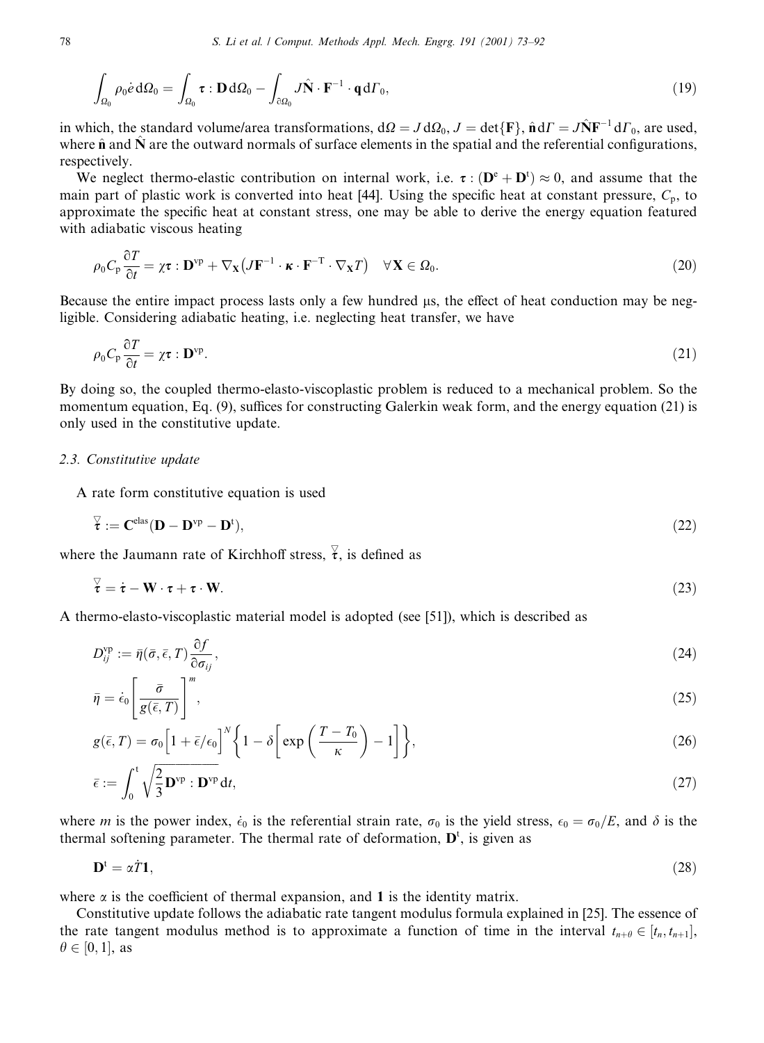$$\int_{\Omega_0} \rho_0 \dot{e}\, \mathrm{d}\Omega_0 = \int_{\Omega_0} \boldsymbol{\tau} : \mathbf{D}\, \mathrm{d}\Omega_0 - \int_{\partial\Omega_0} J\hat{\mathbf{N}} \cdot \mathbf{F}^{-1} \cdot \mathbf{q}\, \mathrm{d}\Gamma_0, \tag{19}$$

in which, the standard volume/area transformations, $\mathrm{d}\Omega = J\,\mathrm{d}\Omega_0$, $J = \det\{\mathbf{F}\}$, $\hat{\mathbf{n}}\,\mathrm{d}\Gamma = J\hat{\mathbf{N}}\mathbf{F}^{-1}\,\mathrm{d}\Gamma_0$, are used, where $\hat{\mathbf{n}}$ and $\hat{\mathbf{N}}$ are the outward normals of surface elements in the spatial and the referential configurations, respectively.

We neglect thermo-elastic contribution on internal work, i.e. $\boldsymbol{\tau} : (\mathbf{D}^{\mathrm{e}} + \mathbf{D}^{\mathrm{t}}) \approx 0$, and assume that the main part of plastic work is converted into heat [44]. Using the specific heat at constant pressure, $C_{\mathrm{p}}$, to approximate the specific heat at constant stress, one may be able to derive the energy equation featured with adiabatic viscous heating

$$\rho_0 C_{\mathrm{p}} \frac{\partial T}{\partial t} = \chi \boldsymbol{\tau} : \mathbf{D}^{\mathrm{vp}} + \nabla_{\mathbf{X}}\left(J\mathbf{F}^{-1} \cdot \boldsymbol{\kappa} \cdot \mathbf{F}^{-\mathrm{T}} \cdot \nabla_{\mathbf{X}} T\right) \quad \forall \mathbf{X} \in \Omega_0. \tag{20}$$

Because the entire impact process lasts only a few hundred μs, the effect of heat conduction may be negligible. Considering adiabatic heating, i.e. neglecting heat transfer, we have

$$\rho_0 C_{\mathrm{p}} \frac{\partial T}{\partial t} = \chi \boldsymbol{\tau} : \mathbf{D}^{\mathrm{vp}}. \tag{21}$$

By doing so, the coupled thermo-elasto-viscoplastic problem is reduced to a mechanical problem. So the momentum equation, Eq. (9), suffices for constructing Galerkin weak form, and the energy equation (21) is only used in the constitutive update.

### 2.3. Constitutive update

A rate form constitutive equation is used

$$\overset{\triangledown}{\boldsymbol{\tau}} := \mathbf{C}^{\mathrm{elas}}(\mathbf{D} - \mathbf{D}^{\mathrm{vp}} - \mathbf{D}^{\mathrm{t}}), \tag{22}$$

where the Jaumann rate of Kirchhoff stress, $\overset{\triangledown}{\boldsymbol{\tau}}$, is defined as

$$\overset{\triangledown}{\boldsymbol{\tau}} = \dot{\boldsymbol{\tau}} - \mathbf{W} \cdot \boldsymbol{\tau} + \boldsymbol{\tau} \cdot \mathbf{W}. \tag{23}$$

A thermo-elasto-viscoplastic material model is adopted (see [51]), which is described as

$$D_{ij}^{\mathrm{vp}} := \bar{\eta}(\bar{\sigma}, \bar{\epsilon}, T) \frac{\partial f}{\partial \sigma_{ij}}, \tag{24}$$

$$\bar{\eta} = \dot{\epsilon}_0 \left[\frac{\bar{\sigma}}{g(\bar{\epsilon}, T)}\right]^m, \tag{25}$$

$$g(\bar{\epsilon}, T) = \sigma_0 \left[1 + \bar{\epsilon}/\epsilon_0\right]^N \left\{1 - \delta\left[\exp\left(\frac{T - T_0}{\kappa}\right) - 1\right]\right\}, \tag{26}$$

$$\bar{\epsilon} := \int_0^t \sqrt{\frac{2}{3}\mathbf{D}^{\mathrm{vp}} : \mathbf{D}^{\mathrm{vp}}}\, \mathrm{d}t, \tag{27}$$

where $m$ is the power index, $\dot{\epsilon}_0$ is the referential strain rate, $\sigma_0$ is the yield stress, $\epsilon_0 = \sigma_0/E$, and $\delta$ is the thermal softening parameter. The thermal rate of deformation, $\mathbf{D}^{\mathrm{t}}$, is given as

$$\mathbf{D}^{\mathrm{t}} = \alpha \dot{T} \mathbf{1}, \tag{28}$$

where $\alpha$ is the coefficient of thermal expansion, and $\mathbf{1}$ is the identity matrix.

Constitutive update follows the adiabatic rate tangent modulus formula explained in [25]. The essence of the rate tangent modulus method is to approximate a function of time in the interval $t_{n+\theta} \in [t_n, t_{n+1}]$, $\theta \in [0, 1]$, as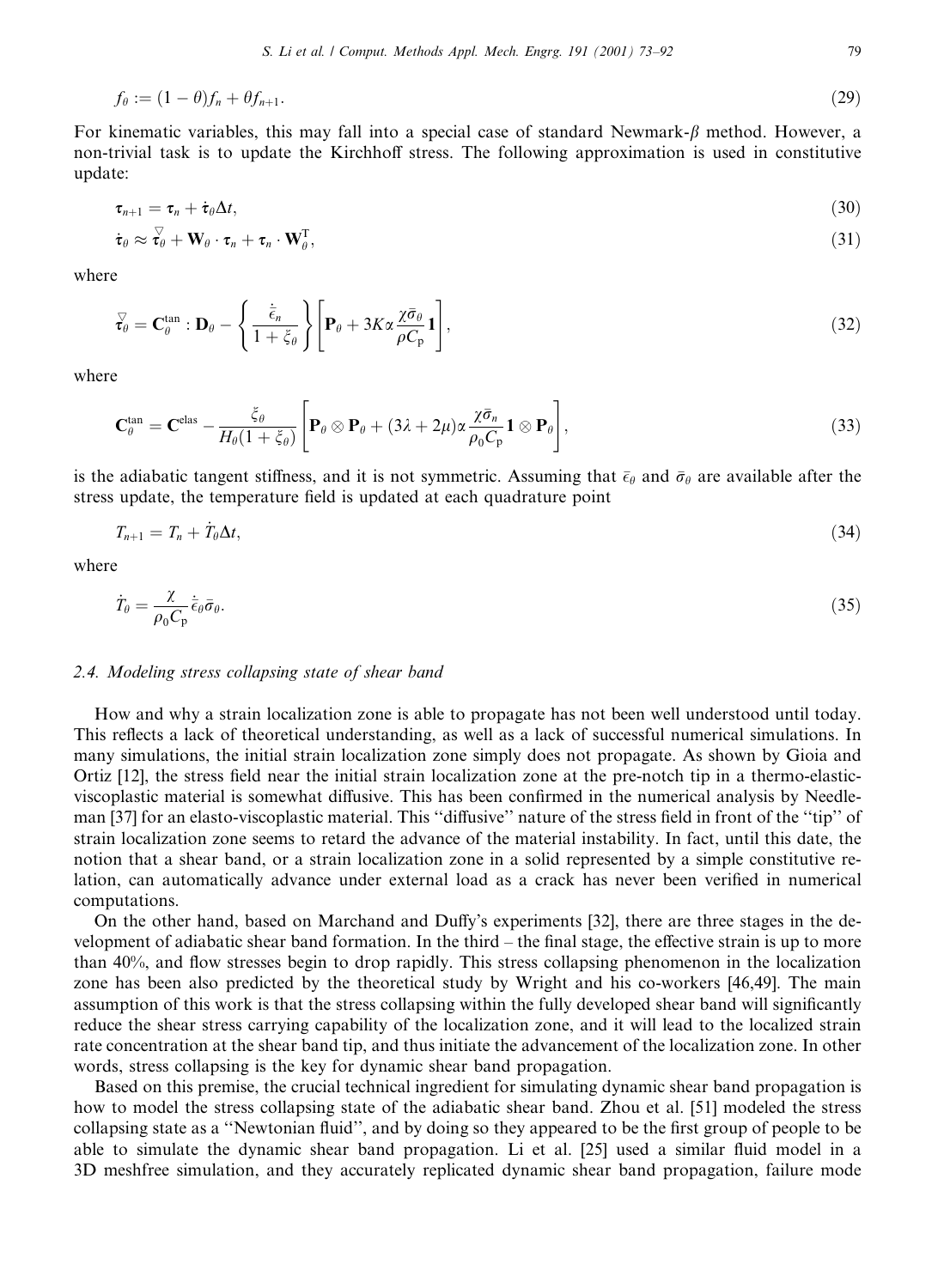$$f_\theta := (1-\theta) f_n + \theta f_{n+1}. \tag{29}$$

For kinematic variables, this may fall into a special case of standard Newmark-$\beta$ method. However, a non-trivial task is to update the Kirchhoff stress. The following approximation is used in constitutive update:

$$\boldsymbol{\tau}_{n+1} = \boldsymbol{\tau}_n + \dot{\boldsymbol{\tau}}_\theta \Delta t, \tag{30}$$

$$\dot{\boldsymbol{\tau}}_\theta \approx \overset{\triangledown}{\boldsymbol{\tau}}_\theta + \mathbf{W}_\theta \cdot \boldsymbol{\tau}_n + \boldsymbol{\tau}_n \cdot \mathbf{W}_\theta^{\mathrm{T}}, \tag{31}$$

where

$$\overset{\triangledown}{\boldsymbol{\tau}}_\theta = \mathbf{C}_\theta^{\tan} : \mathbf{D}_\theta - \left\{ \frac{\dot{\bar{\epsilon}}_n}{1+\xi_\theta} \right\} \left[ \mathbf{P}_\theta + 3K\alpha \frac{\chi \bar{\sigma}_\theta}{\rho C_{\mathrm{p}}} \mathbf{1} \right], \tag{32}$$

where

$$\mathbf{C}_\theta^{\tan} = \mathbf{C}^{\mathrm{elas}} - \frac{\xi_\theta}{H_\theta (1+\xi_\theta)} \left[ \mathbf{P}_\theta \otimes \mathbf{P}_\theta + (3\lambda + 2\mu)\alpha \frac{\chi \bar{\sigma}_n}{\rho_0 C_{\mathrm{p}}} \mathbf{1} \otimes \mathbf{P}_\theta \right], \tag{33}$$

is the adiabatic tangent stiffness, and it is not symmetric. Assuming that $\bar{\epsilon}_\theta$ and $\bar{\sigma}_\theta$ are available after the stress update, the temperature field is updated at each quadrature point

$$T_{n+1} = T_n + \dot{T}_\theta \Delta t, \tag{34}$$

where

$$\dot{T}_\theta = \frac{\chi}{\rho_0 C_{\mathrm{p}}} \dot{\bar{\epsilon}}_\theta \bar{\sigma}_\theta. \tag{35}$$

### 2.4. Modeling stress collapsing state of shear band

How and why a strain localization zone is able to propagate has not been well understood until today. This reflects a lack of theoretical understanding, as well as a lack of successful numerical simulations. In many simulations, the initial strain localization zone simply does not propagate. As shown by Gioia and Ortiz [12], the stress field near the initial strain localization zone at the pre-notch tip in a thermo-elastic-viscoplastic material is somewhat diffusive. This has been confirmed in the numerical analysis by Needleman [37] for an elasto-viscoplastic material. This ''diffusive'' nature of the stress field in front of the ''tip'' of strain localization zone seems to retard the advance of the material instability. In fact, until this date, the notion that a shear band, or a strain localization zone in a solid represented by a simple constitutive relation, can automatically advance under external load as a crack has never been verified in numerical computations.

On the other hand, based on Marchand and Duffy's experiments [32], there are three stages in the development of adiabatic shear band formation. In the third – the final stage, the effective strain is up to more than 40%, and flow stresses begin to drop rapidly. This stress collapsing phenomenon in the localization zone has been also predicted by the theoretical study by Wright and his co-workers [46,49]. The main assumption of this work is that the stress collapsing within the fully developed shear band will significantly reduce the shear stress carrying capability of the localization zone, and it will lead to the localized strain rate concentration at the shear band tip, and thus initiate the advancement of the localization zone. In other words, stress collapsing is the key for dynamic shear band propagation.

Based on this premise, the crucial technical ingredient for simulating dynamic shear band propagation is how to model the stress collapsing state of the adiabatic shear band. Zhou et al. [51] modeled the stress collapsing state as a ''Newtonian fluid'', and by doing so they appeared to be the first group of people to be able to simulate the dynamic shear band propagation. Li et al. [25] used a similar fluid model in a 3D meshfree simulation, and they accurately replicated dynamic shear band propagation, failure mode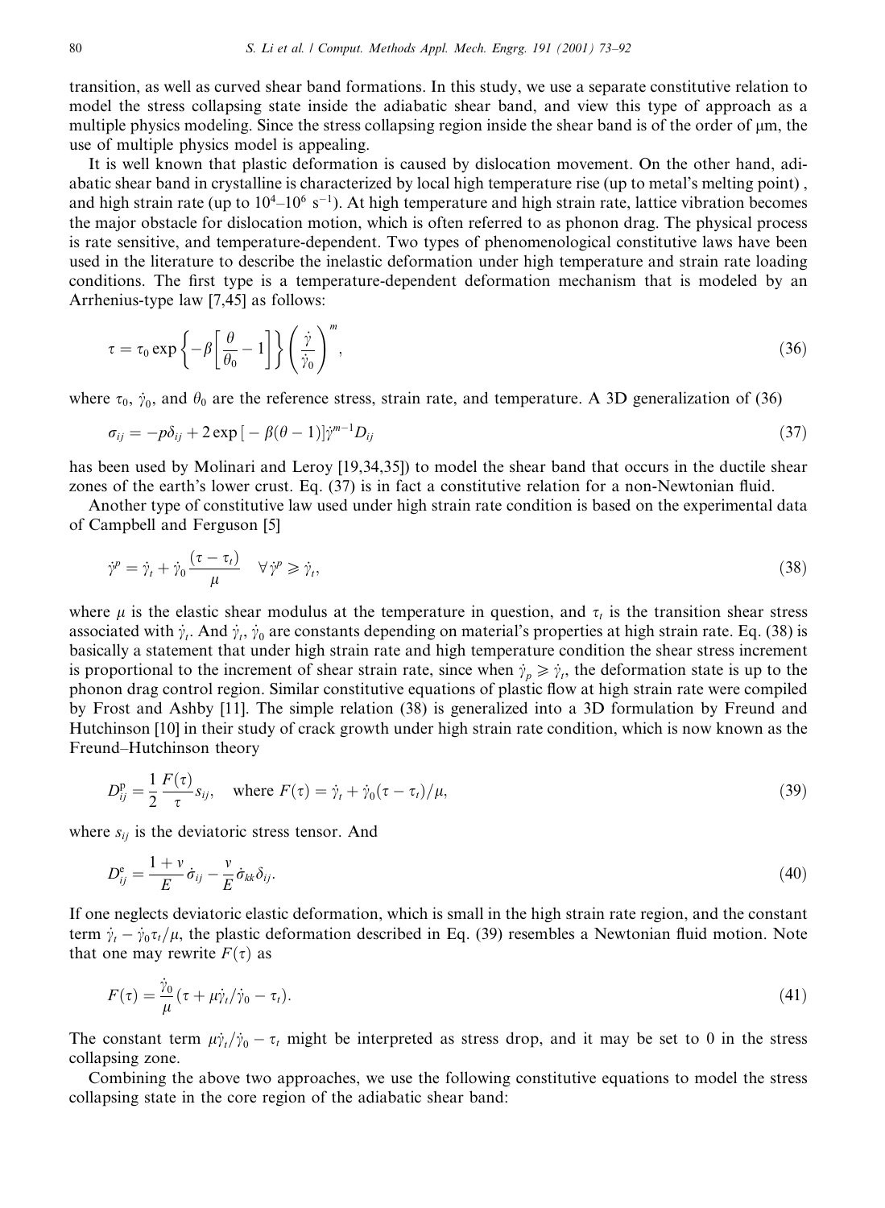transition, as well as curved shear band formations. In this study, we use a separate constitutive relation to model the stress collapsing state inside the adiabatic shear band, and view this type of approach as a multiple physics modeling. Since the stress collapsing region inside the shear band is of the order of μm, the use of multiple physics model is appealing.

It is well known that plastic deformation is caused by dislocation movement. On the other hand, adiabatic shear band in crystalline is characterized by local high temperature rise (up to metal's melting point) , and high strain rate (up to $10^4$–$10^6$ $s^{-1}$). At high temperature and high strain rate, lattice vibration becomes the major obstacle for dislocation motion, which is often referred to as phonon drag. The physical process is rate sensitive, and temperature-dependent. Two types of phenomenological constitutive laws have been used in the literature to describe the inelastic deformation under high temperature and strain rate loading conditions. The first type is a temperature-dependent deformation mechanism that is modeled by an Arrhenius-type law [7,45] as follows:

$$\tau = \tau_0 \exp\left\{-\beta\left[\frac{\theta}{\theta_0} - 1\right]\right\}\left(\frac{\dot{\gamma}}{\dot{\gamma}_0}\right)^m, \tag{36}$$

where $\tau_0$, $\dot{\gamma}_0$, and $\theta_0$ are the reference stress, strain rate, and temperature. A 3D generalization of (36)

$$\sigma_{ij} = -p\delta_{ij} + 2\exp\left[-\beta(\theta - 1)\right]\dot{\gamma}^{m-1}D_{ij} \tag{37}$$

has been used by Molinari and Leroy [19,34,35]) to model the shear band that occurs in the ductile shear zones of the earth's lower crust. Eq. (37) is in fact a constitutive relation for a non-Newtonian fluid.

Another type of constitutive law used under high strain rate condition is based on the experimental data of Campbell and Ferguson [5]

$$\dot{\gamma}^p = \dot{\gamma}_t + \dot{\gamma}_0 \frac{(\tau - \tau_t)}{\mu} \quad \forall \dot{\gamma}^p \geqslant \dot{\gamma}_t, \tag{38}$$

where $\mu$ is the elastic shear modulus at the temperature in question, and $\tau_t$ is the transition shear stress associated with $\dot{\gamma}_t$. And $\dot{\gamma}_t$, $\dot{\gamma}_0$ are constants depending on material's properties at high strain rate. Eq. (38) is basically a statement that under high strain rate and high temperature condition the shear stress increment is proportional to the increment of shear strain rate, since when $\dot{\gamma}_p \geqslant \dot{\gamma}_t$, the deformation state is up to the phonon drag control region. Similar constitutive equations of plastic flow at high strain rate were compiled by Frost and Ashby [11]. The simple relation (38) is generalized into a 3D formulation by Freund and Hutchinson [10] in their study of crack growth under high strain rate condition, which is now known as the Freund–Hutchinson theory

$$D^{\mathrm{p}}_{ij} = \frac{1}{2}\frac{F(\tau)}{\tau}s_{ij}, \quad \text{where } F(\tau) = \dot{\gamma}_t + \dot{\gamma}_0(\tau - \tau_t)/\mu, \tag{39}$$

where $s_{ij}$ is the deviatoric stress tensor. And

$$D^{\mathrm{e}}_{ij} = \frac{1+v}{E}\dot{\sigma}_{ij} - \frac{v}{E}\dot{\sigma}_{kk}\delta_{ij}. \tag{40}$$

If one neglects deviatoric elastic deformation, which is small in the high strain rate region, and the constant term $\dot{\gamma}_t - \dot{\gamma}_0\tau_t/\mu$, the plastic deformation described in Eq. (39) resembles a Newtonian fluid motion. Note that one may rewrite $F(\tau)$ as

$$F(\tau) = \frac{\dot{\gamma}_0}{\mu}(\tau + \mu\dot{\gamma}_t/\dot{\gamma}_0 - \tau_t). \tag{41}$$

The constant term $\mu\dot{\gamma}_t/\dot{\gamma}_0 - \tau_t$ might be interpreted as stress drop, and it may be set to 0 in the stress collapsing zone.

Combining the above two approaches, we use the following constitutive equations to model the stress collapsing state in the core region of the adiabatic shear band: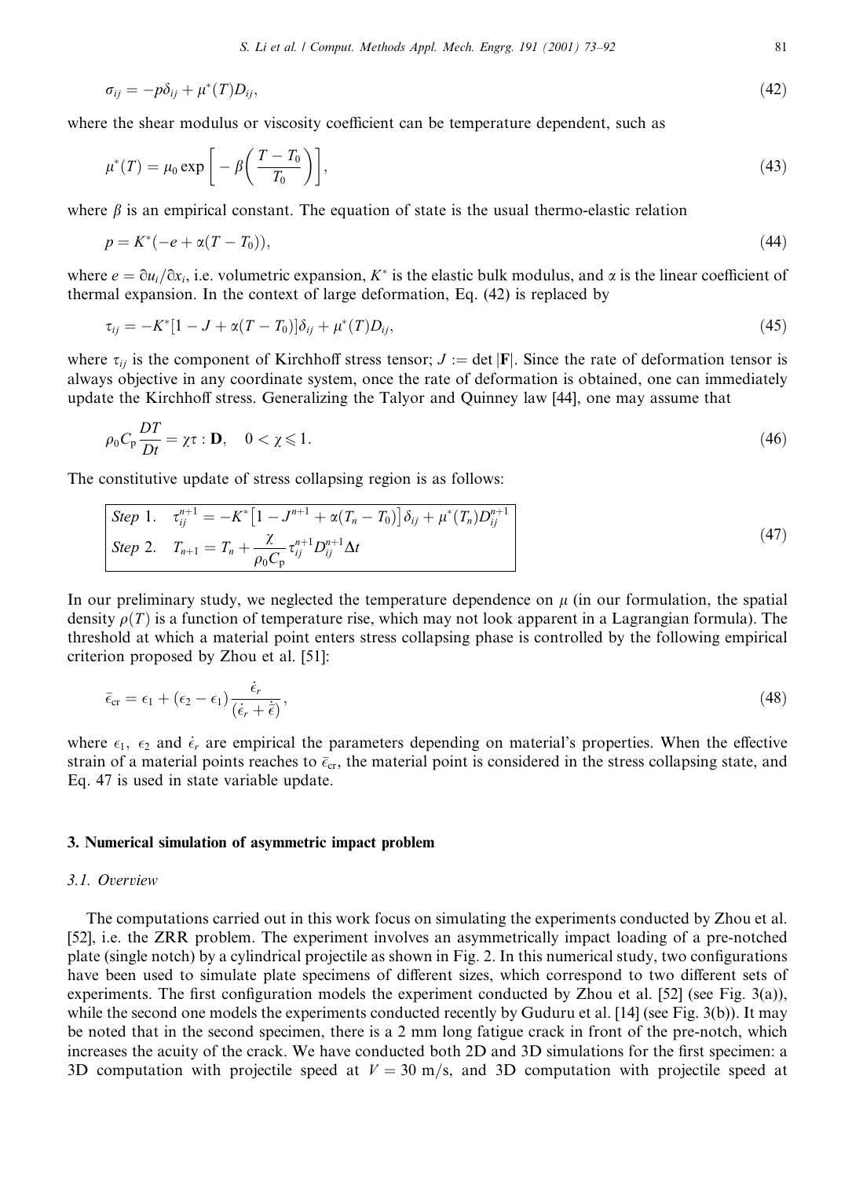$$\sigma_{ij} = -p\delta_{ij} + \mu^*(T)D_{ij}, \tag{42}$$

where the shear modulus or viscosity coefficient can be temperature dependent, such as

$$\mu^*(T) = \mu_0 \exp\left[-\beta\left(\frac{T - T_0}{T_0}\right)\right], \tag{43}$$

where $\beta$ is an empirical constant. The equation of state is the usual thermo-elastic relation

$$p = K^*(-e + \alpha(T - T_0)), \tag{44}$$

where $e = \partial u_i/\partial x_i$, i.e. volumetric expansion, $K^*$ is the elastic bulk modulus, and $\alpha$ is the linear coefficient of thermal expansion. In the context of large deformation, Eq. (42) is replaced by

$$\tau_{ij} = -K^*[1 - J + \alpha(T - T_0)]\delta_{ij} + \mu^*(T)D_{ij}, \tag{45}$$

where $\tau_{ij}$ is the component of Kirchhoff stress tensor; $J := \det|\mathbf{F}|$. Since the rate of deformation tensor is always objective in any coordinate system, once the rate of deformation is obtained, one can immediately update the Kirchhoff stress. Generalizing the Talyor and Quinney law [44], one may assume that

$$\rho_0 C_p \frac{DT}{Dt} = \chi\tau : \mathbf{D}, \quad 0 < \chi \leqslant 1. \tag{46}$$

The constitutive update of stress collapsing region is as follows:

$$\boxed{\begin{aligned} &\textit{Step 1.} \quad \tau_{ij}^{n+1} = -K^*\left[1 - J^{n+1} + \alpha(T_n - T_0)\right]\delta_{ij} + \mu^*(T_n)D_{ij}^{n+1} \\ &\textit{Step 2.} \quad T_{n+1} = T_n + \frac{\chi}{\rho_0 C_p}\tau_{ij}^{n+1}D_{ij}^{n+1}\Delta t \end{aligned}} \tag{47}$$

In our preliminary study, we neglected the temperature dependence on $\mu$ (in our formulation, the spatial density $\rho(T)$ is a function of temperature rise, which may not look apparent in a Lagrangian formula). The threshold at which a material point enters stress collapsing phase is controlled by the following empirical criterion proposed by Zhou et al. [51]:

$$\bar{\epsilon}_{\mathrm{cr}} = \epsilon_1 + (\epsilon_2 - \epsilon_1)\frac{\dot{\epsilon}_r}{(\dot{\epsilon}_r + \dot{\bar{\epsilon}})}, \tag{48}$$

where $\epsilon_1$, $\epsilon_2$ and $\dot{\epsilon}_r$ are empirical the parameters depending on material's properties. When the effective strain of a material points reaches to $\bar{\epsilon}_{\mathrm{cr}}$, the material point is considered in the stress collapsing state, and Eq. 47 is used in state variable update.

## 3. Numerical simulation of asymmetric impact problem

### *3.1. Overview*

The computations carried out in this work focus on simulating the experiments conducted by Zhou et al. [52], i.e. the ZRR problem. The experiment involves an asymmetrically impact loading of a pre-notched plate (single notch) by a cylindrical projectile as shown in Fig. 2. In this numerical study, two configurations have been used to simulate plate specimens of different sizes, which correspond to two different sets of experiments. The first configuration models the experiment conducted by Zhou et al. [52] (see Fig. 3(a)), while the second one models the experiments conducted recently by Guduru et al. [14] (see Fig. 3(b)). It may be noted that in the second specimen, there is a 2 mm long fatigue crack in front of the pre-notch, which increases the acuity of the crack. We have conducted both 2D and 3D simulations for the first specimen: a 3D computation with projectile speed at $V = 30$ m/s, and 3D computation with projectile speed at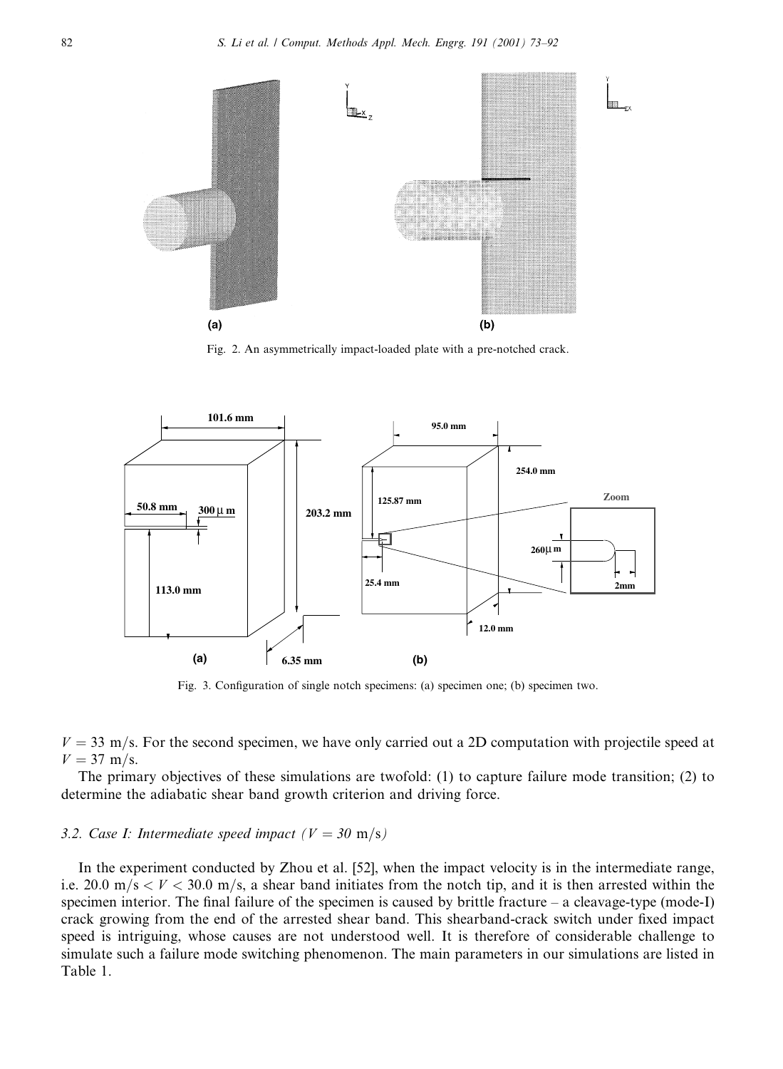Fig. 2. An asymmetrically impact-loaded plate with a pre-notched crack.

Fig. 3. Configuration of single notch specimens: (a) specimen one; (b) specimen two.

$V = 33$ m/s. For the second specimen, we have only carried out a 2D computation with projectile speed at $V = 37$ m/s.

The primary objectives of these simulations are twofold: (1) to capture failure mode transition; (2) to determine the adiabatic shear band growth criterion and driving force.

### 3.2. Case I: Intermediate speed impact ($V = 30$ m/s)

In the experiment conducted by Zhou et al. [52], when the impact velocity is in the intermediate range, i.e. $20.0 \text{ m/s} < V < 30.0 \text{ m/s}$, a shear band initiates from the notch tip, and it is then arrested within the specimen interior. The final failure of the specimen is caused by brittle fracture – a cleavage-type (mode-I) crack growing from the end of the arrested shear band. This shearband-crack switch under fixed impact speed is intriguing, whose causes are not understood well. It is therefore of considerable challenge to simulate such a failure mode switching phenomenon. The main parameters in our simulations are listed in Table 1.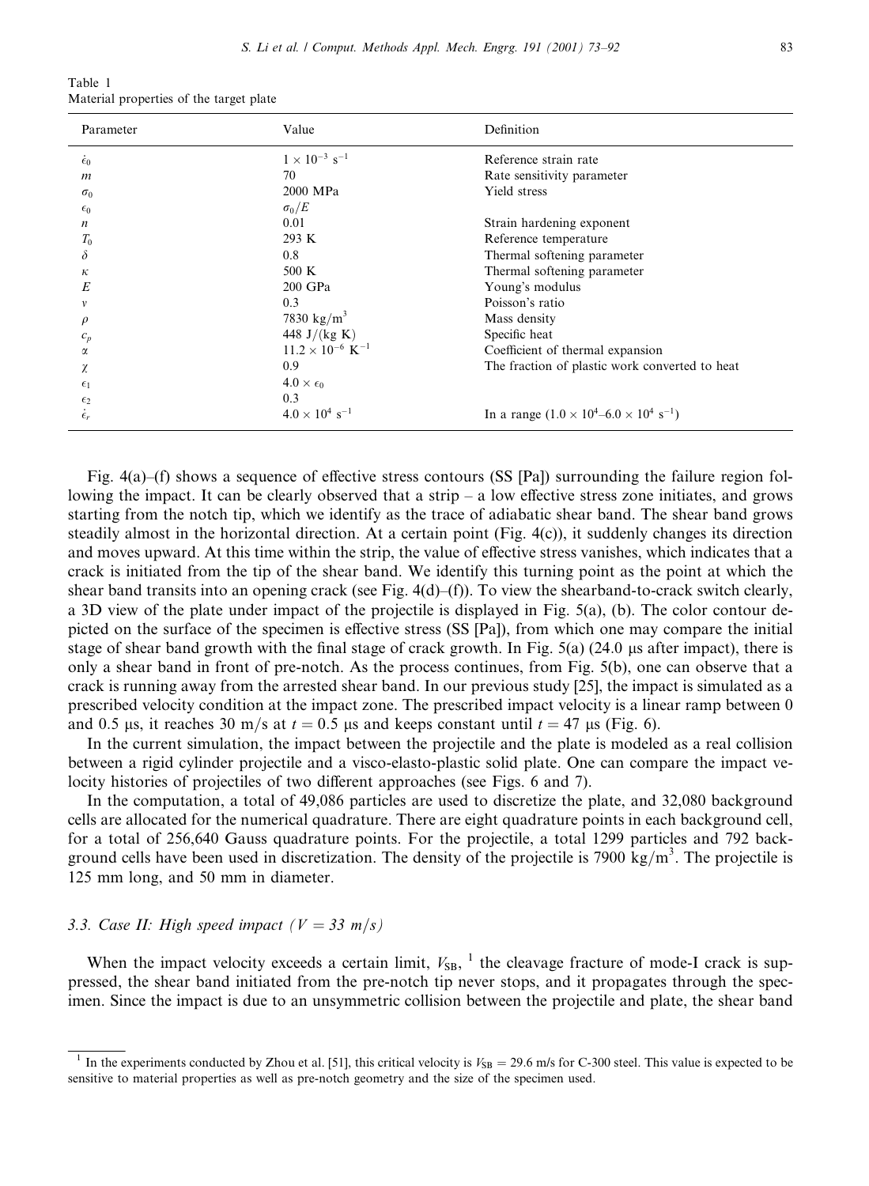Table 1
Material properties of the target plate

| Parameter | Value | Definition |
|---|---|---|
| $\dot{\epsilon}_0$ | $1 \times 10^{-3}$ s$^{-1}$ | Reference strain rate |
| $m$ | 70 | Rate sensitivity parameter |
| $\sigma_0$ | 2000 MPa | Yield stress |
| $\epsilon_0$ | $\sigma_0/E$ | |
| $n$ | 0.01 | Strain hardening exponent |
| $T_0$ | 293 K | Reference temperature |
| $\delta$ | 0.8 | Thermal softening parameter |
| $\kappa$ | 500 K | Thermal softening parameter |
| $E$ | 200 GPa | Young's modulus |
| $\nu$ | 0.3 | Poisson's ratio |
| $\rho$ | 7830 kg/m$^3$ | Mass density |
| $c_p$ | 448 J/(kg K) | Specific heat |
| $\alpha$ | $11.2 \times 10^{-6}$ K$^{-1}$ | Coefficient of thermal expansion |
| $\chi$ | 0.9 | The fraction of plastic work converted to heat |
| $\epsilon_1$ | $4.0 \times \epsilon_0$ | |
| $\epsilon_2$ | 0.3 | |
| $\dot{\epsilon}_r$ | $4.0 \times 10^4$ s$^{-1}$ | In a range ($1.0 \times 10^4$–$6.0 \times 10^4$ s$^{-1}$) |

Fig. 4(a)–(f) shows a sequence of effective stress contours (SS [Pa]) surrounding the failure region following the impact. It can be clearly observed that a strip – a low effective stress zone initiates, and grows starting from the notch tip, which we identify as the trace of adiabatic shear band. The shear band grows steadily almost in the horizontal direction. At a certain point (Fig. 4(c)), it suddenly changes its direction and moves upward. At this time within the strip, the value of effective stress vanishes, which indicates that a crack is initiated from the tip of the shear band. We identify this turning point as the point at which the shear band transits into an opening crack (see Fig. 4(d)–(f)). To view the shearband-to-crack switch clearly, a 3D view of the plate under impact of the projectile is displayed in Fig. 5(a), (b). The color contour depicted on the surface of the specimen is effective stress (SS [Pa]), from which one may compare the initial stage of shear band growth with the final stage of crack growth. In Fig. 5(a) (24.0 μs after impact), there is only a shear band in front of pre-notch. As the process continues, from Fig. 5(b), one can observe that a crack is running away from the arrested shear band. In our previous study [25], the impact is simulated as a prescribed velocity condition at the impact zone. The prescribed impact velocity is a linear ramp between 0 and 0.5 μs, it reaches 30 m/s at $t = 0.5$ μs and keeps constant until $t = 47$ μs (Fig. 6).

In the current simulation, the impact between the projectile and the plate is modeled as a real collision between a rigid cylinder projectile and a visco-elasto-plastic solid plate. One can compare the impact velocity histories of projectiles of two different approaches (see Figs. 6 and 7).

In the computation, a total of 49,086 particles are used to discretize the plate, and 32,080 background cells are allocated for the numerical quadrature. There are eight quadrature points in each background cell, for a total of 256,640 Gauss quadrature points. For the projectile, a total 1299 particles and 792 background cells have been used in discretization. The density of the projectile is 7900 kg/m$^3$. The projectile is 125 mm long, and 50 mm in diameter.

### 3.3. Case II: High speed impact ($V = 33$ m/s)

When the impact velocity exceeds a certain limit, $V_{SB}$, [1] the cleavage fracture of mode-I crack is suppressed, the shear band initiated from the pre-notch tip never stops, and it propagates through the specimen. Since the impact is due to an unsymmetric collision between the projectile and plate, the shear band

[1] In the experiments conducted by Zhou et al. [51], this critical velocity is $V_{SB} = 29.6$ m/s for C-300 steel. This value is expected to be sensitive to material properties as well as pre-notch geometry and the size of the specimen used.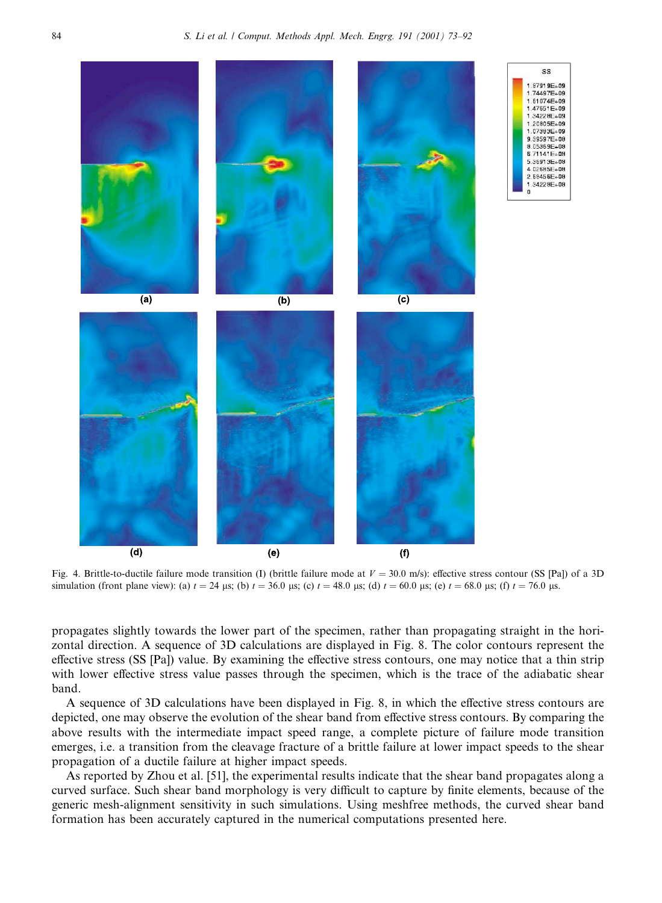Fig. 4. Brittle-to-ductile failure mode transition (I) (brittle failure mode at $V = 30.0$ m/s): effective stress contour (SS [Pa]) of a 3D simulation (front plane view): (a) $t = 24$ μs; (b) $t = 36.0$ μs; (c) $t = 48.0$ μs; (d) $t = 60.0$ μs; (e) $t = 68.0$ μs; (f) $t = 76.0$ μs.

propagates slightly towards the lower part of the specimen, rather than propagating straight in the horizontal direction. A sequence of 3D calculations are displayed in Fig. 8. The color contours represent the effective stress (SS [Pa]) value. By examining the effective stress contours, one may notice that a thin strip with lower effective stress value passes through the specimen, which is the trace of the adiabatic shear band.

A sequence of 3D calculations have been displayed in Fig. 8, in which the effective stress contours are depicted, one may observe the evolution of the shear band from effective stress contours. By comparing the above results with the intermediate impact speed range, a complete picture of failure mode transition emerges, i.e. a transition from the cleavage fracture of a brittle failure at lower impact speeds to the shear propagation of a ductile failure at higher impact speeds.

As reported by Zhou et al. [51], the experimental results indicate that the shear band propagates along a curved surface. Such shear band morphology is very difficult to capture by finite elements, because of the generic mesh-alignment sensitivity in such simulations. Using meshfree methods, the curved shear band formation has been accurately captured in the numerical computations presented here.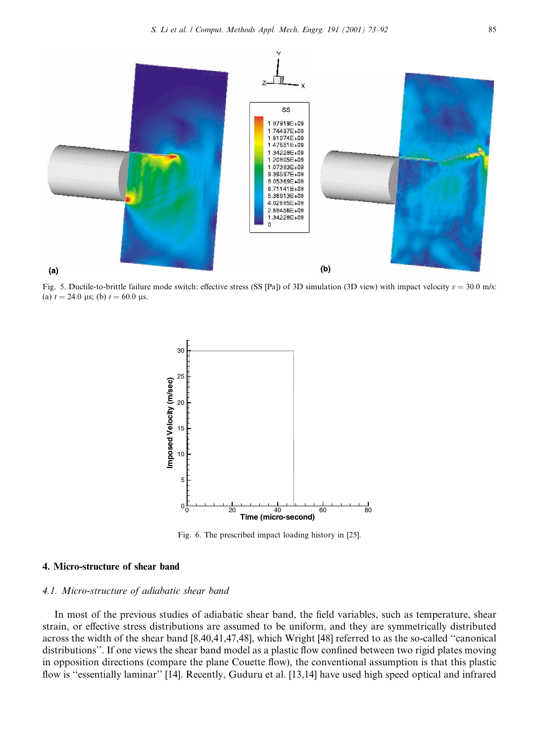Fig. 5. Ductile-to-brittle failure mode switch: effective stress (SS [Pa]) of 3D simulation (3D view) with impact velocity $v = 30.0$ m/s: (a) $t = 24.0$ μs; (b) $t = 60.0$ μs.

Fig. 6. The prescribed impact loading history in [25].

## 4. Micro-structure of shear band

### 4.1. Micro-structure of adiabatic shear band

In most of the previous studies of adiabatic shear band, the field variables, such as temperature, shear strain, or effective stress distributions are assumed to be uniform, and they are symmetrically distributed across the width of the shear band [8,40,41,47,48], which Wright [48] referred to as the so-called ''canonical distributions''. If one views the shear band model as a plastic flow confined between two rigid plates moving in opposition directions (compare the plane Couette flow), the conventional assumption is that this plastic flow is ''essentially laminar'' [14]. Recently, Guduru et al. [13,14] have used high speed optical and infrared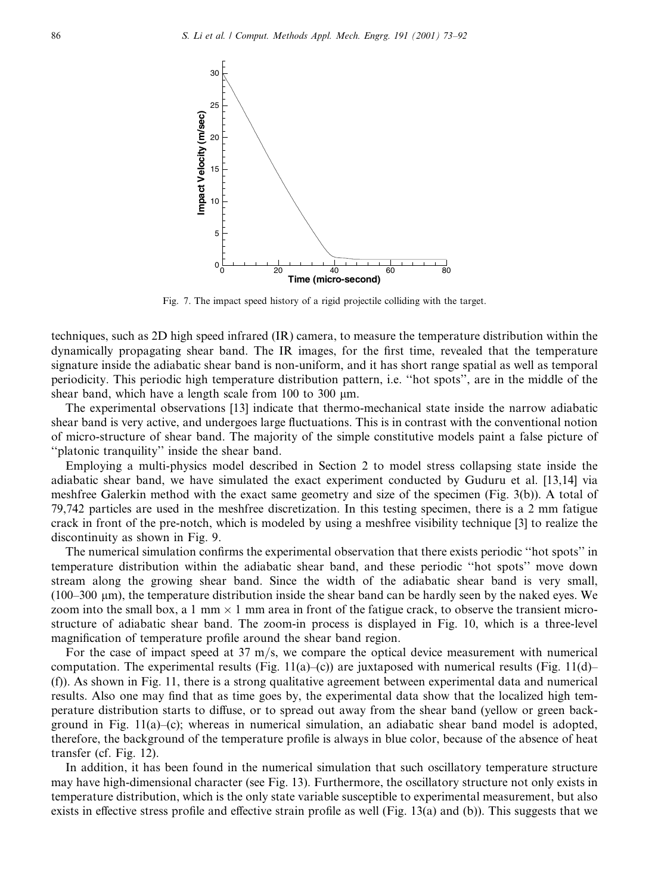Fig. 7. The impact speed history of a rigid projectile colliding with the target.

techniques, such as 2D high speed infrared (IR) camera, to measure the temperature distribution within the dynamically propagating shear band. The IR images, for the first time, revealed that the temperature signature inside the adiabatic shear band is non-uniform, and it has short range spatial as well as temporal periodicity. This periodic high temperature distribution pattern, i.e. ''hot spots'', are in the middle of the shear band, which have a length scale from 100 to 300 μm.

The experimental observations [13] indicate that thermo-mechanical state inside the narrow adiabatic shear band is very active, and undergoes large fluctuations. This is in contrast with the conventional notion of micro-structure of shear band. The majority of the simple constitutive models paint a false picture of ''platonic tranquility'' inside the shear band.

Employing a multi-physics model described in Section 2 to model stress collapsing state inside the adiabatic shear band, we have simulated the exact experiment conducted by Guduru et al. [13,14] via meshfree Galerkin method with the exact same geometry and size of the specimen (Fig. 3(b)). A total of 79,742 particles are used in the meshfree discretization. In this testing specimen, there is a 2 mm fatigue crack in front of the pre-notch, which is modeled by using a meshfree visibility technique [3] to realize the discontinuity as shown in Fig. 9.

The numerical simulation confirms the experimental observation that there exists periodic ''hot spots'' in temperature distribution within the adiabatic shear band, and these periodic ''hot spots'' move down stream along the growing shear band. Since the width of the adiabatic shear band is very small, (100–300 μm), the temperature distribution inside the shear band can be hardly seen by the naked eyes. We zoom into the small box, a 1 mm $\times$ 1 mm area in front of the fatigue crack, to observe the transient micro-structure of adiabatic shear band. The zoom-in process is displayed in Fig. 10, which is a three-level magnification of temperature profile around the shear band region.

For the case of impact speed at 37 m/s, we compare the optical device measurement with numerical computation. The experimental results (Fig. 11(a)–(c)) are juxtaposed with numerical results (Fig. 11(d)–(f)). As shown in Fig. 11, there is a strong qualitative agreement between experimental data and numerical results. Also one may find that as time goes by, the experimental data show that the localized high temperature distribution starts to diffuse, or to spread out away from the shear band (yellow or green background in Fig. 11(a)–(c); whereas in numerical simulation, an adiabatic shear band model is adopted, therefore, the background of the temperature profile is always in blue color, because of the absence of heat transfer (cf. Fig. 12).

In addition, it has been found in the numerical simulation that such oscillatory temperature structure may have high-dimensional character (see Fig. 13). Furthermore, the oscillatory structure not only exists in temperature distribution, which is the only state variable susceptible to experimental measurement, but also exists in effective stress profile and effective strain profile as well (Fig. 13(a) and (b)). This suggests that we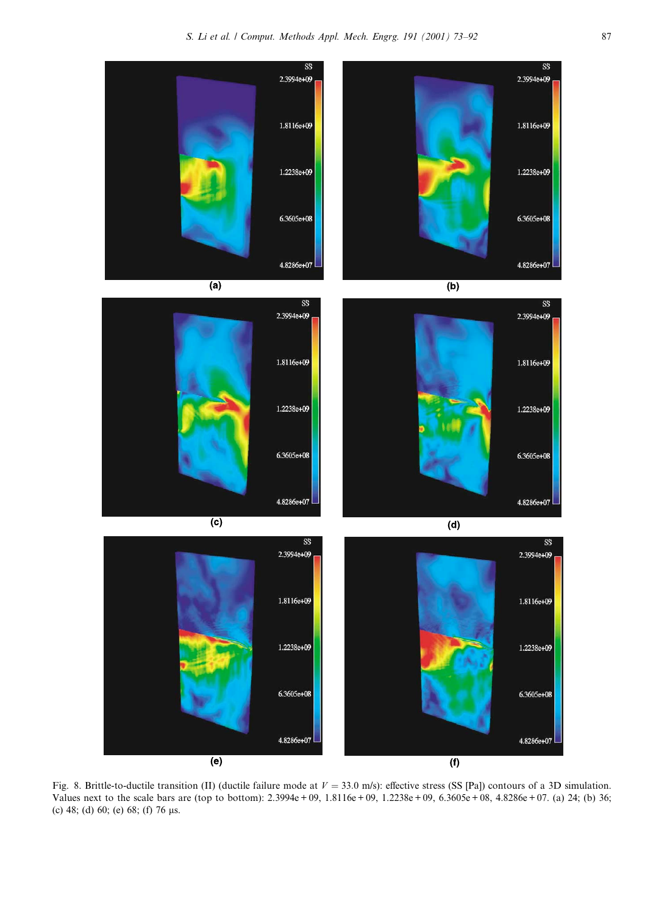Fig. 8. Brittle-to-ductile transition (II) (ductile failure mode at $V = 33.0$ m/s): effective stress (SS [Pa]) contours of a 3D simulation. Values next to the scale bars are (top to bottom): 2.3994e + 09, 1.8116e + 09, 1.2238e + 09, 6.3605e + 08, 4.8286e + 07. (a) 24; (b) 36; (c) 48; (d) 60; (e) 68; (f) 76 μs.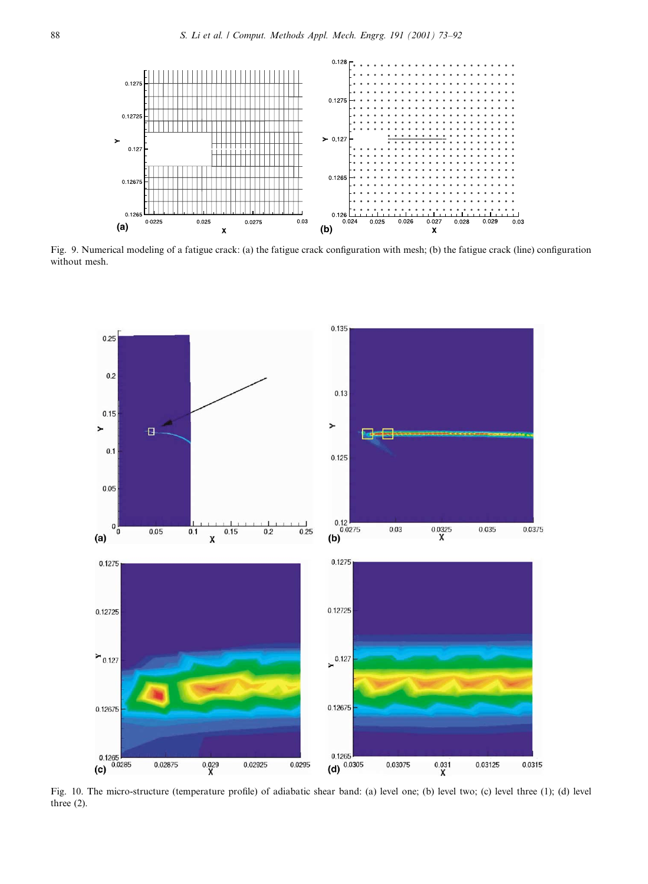Fig. 9. Numerical modeling of a fatigue crack: (a) the fatigue crack configuration with mesh; (b) the fatigue crack (line) configuration without mesh.

Fig. 10. The micro-structure (temperature profile) of adiabatic shear band: (a) level one; (b) level two; (c) level three (1); (d) level three (2).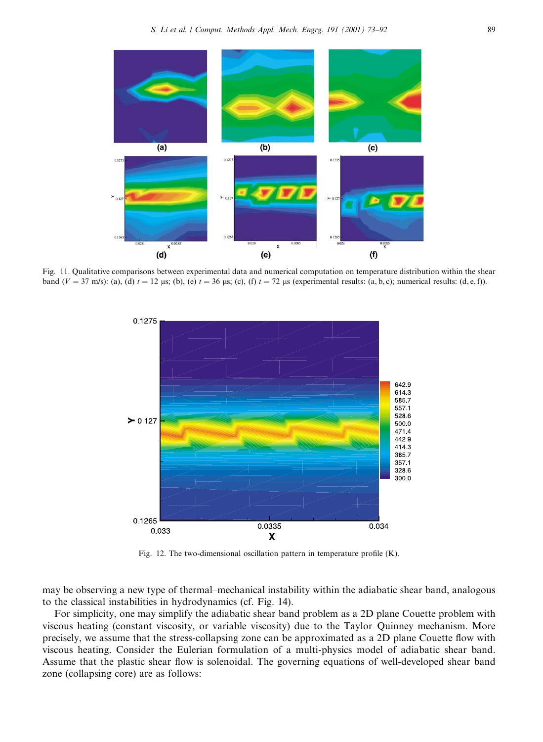Fig. 11. Qualitative comparisons between experimental data and numerical computation on temperature distribution within the shear band ($V = 37$ m/s): (a), (d) $t = 12$ μs; (b), (e) $t = 36$ μs; (c), (f) $t = 72$ μs (experimental results: (a, b, c); numerical results: (d, e, f)).

Fig. 12. The two-dimensional oscillation pattern in temperature profile (K).

may be observing a new type of thermal–mechanical instability within the adiabatic shear band, analogous to the classical instabilities in hydrodynamics (cf. Fig. 14).

For simplicity, one may simplify the adiabatic shear band problem as a 2D plane Couette problem with viscous heating (constant viscosity, or variable viscosity) due to the Taylor–Quinney mechanism. More precisely, we assume that the stress-collapsing zone can be approximated as a 2D plane Couette flow with viscous heating. Consider the Eulerian formulation of a multi-physics model of adiabatic shear band. Assume that the plastic shear flow is solenoidal. The governing equations of well-developed shear band zone (collapsing core) are as follows: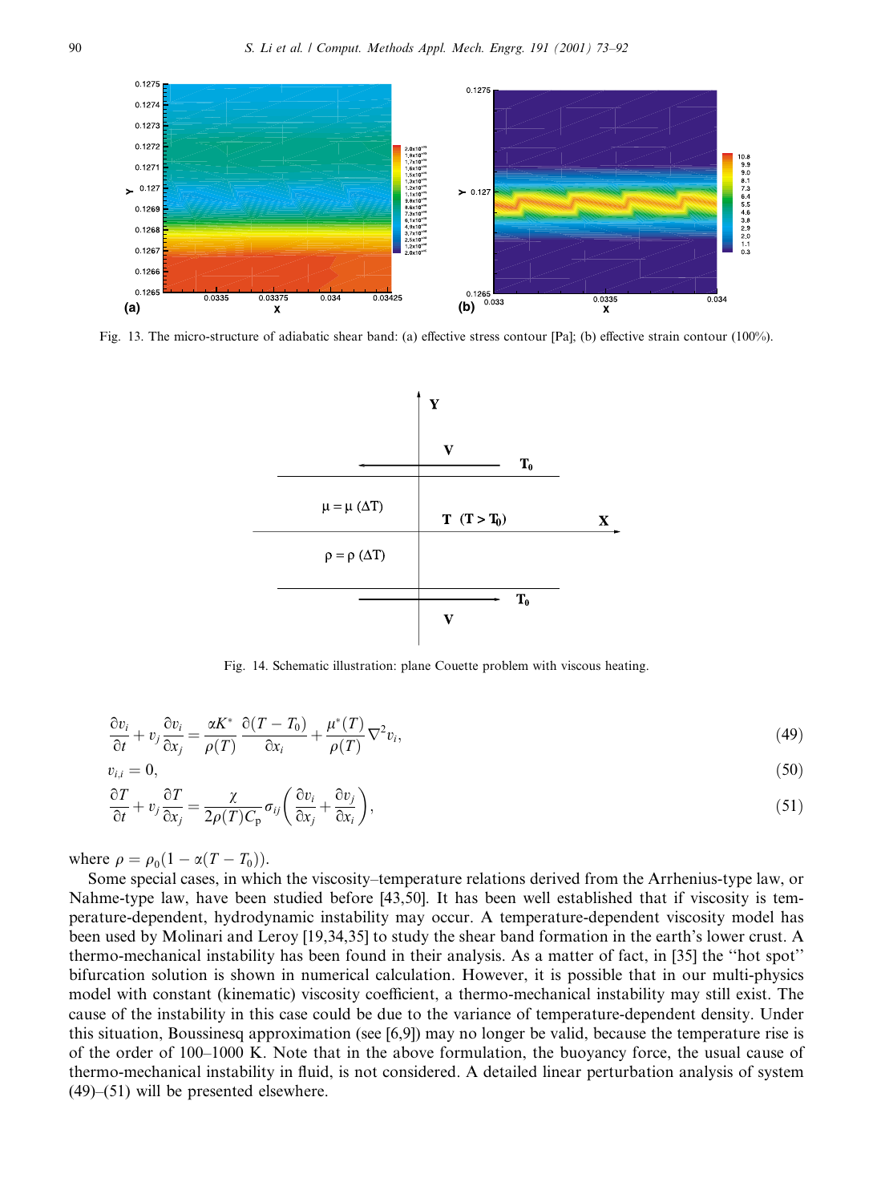Fig. 13. The micro-structure of adiabatic shear band: (a) effective stress contour [Pa]; (b) effective strain contour (100%).

Fig. 14. Schematic illustration: plane Couette problem with viscous heating.

$$\frac{\partial v_i}{\partial t} + v_j \frac{\partial v_i}{\partial x_j} = \frac{\alpha K^*}{\rho(T)} \frac{\partial (T - T_0)}{\partial x_i} + \frac{\mu^*(T)}{\rho(T)} \nabla^2 v_i, \tag{49}$$

$$v_{i,i} = 0, \tag{50}$$

$$\frac{\partial T}{\partial t} + v_j \frac{\partial T}{\partial x_j} = \frac{\chi}{2\rho(T) C_p} \sigma_{ij} \left( \frac{\partial v_i}{\partial x_j} + \frac{\partial v_j}{\partial x_i} \right), \tag{51}$$

where $\rho = \rho_0(1 - \alpha(T - T_0))$.

Some special cases, in which the viscosity–temperature relations derived from the Arrhenius-type law, or Nahme-type law, have been studied before [43,50]. It has been well established that if viscosity is temperature-dependent, hydrodynamic instability may occur. A temperature-dependent viscosity model has been used by Molinari and Leroy [19,34,35] to study the shear band formation in the earth's lower crust. A thermo-mechanical instability has been found in their analysis. As a matter of fact, in [35] the ''hot spot'' bifurcation solution is shown in numerical calculation. However, it is possible that in our multi-physics model with constant (kinematic) viscosity coefficient, a thermo-mechanical instability may still exist. The cause of the instability in this case could be due to the variance of temperature-dependent density. Under this situation, Boussinesq approximation (see [6,9]) may no longer be valid, because the temperature rise is of the order of 100–1000 K. Note that in the above formulation, the buoyancy force, the usual cause of thermo-mechanical instability in fluid, is not considered. A detailed linear perturbation analysis of system (49)–(51) will be presented elsewhere.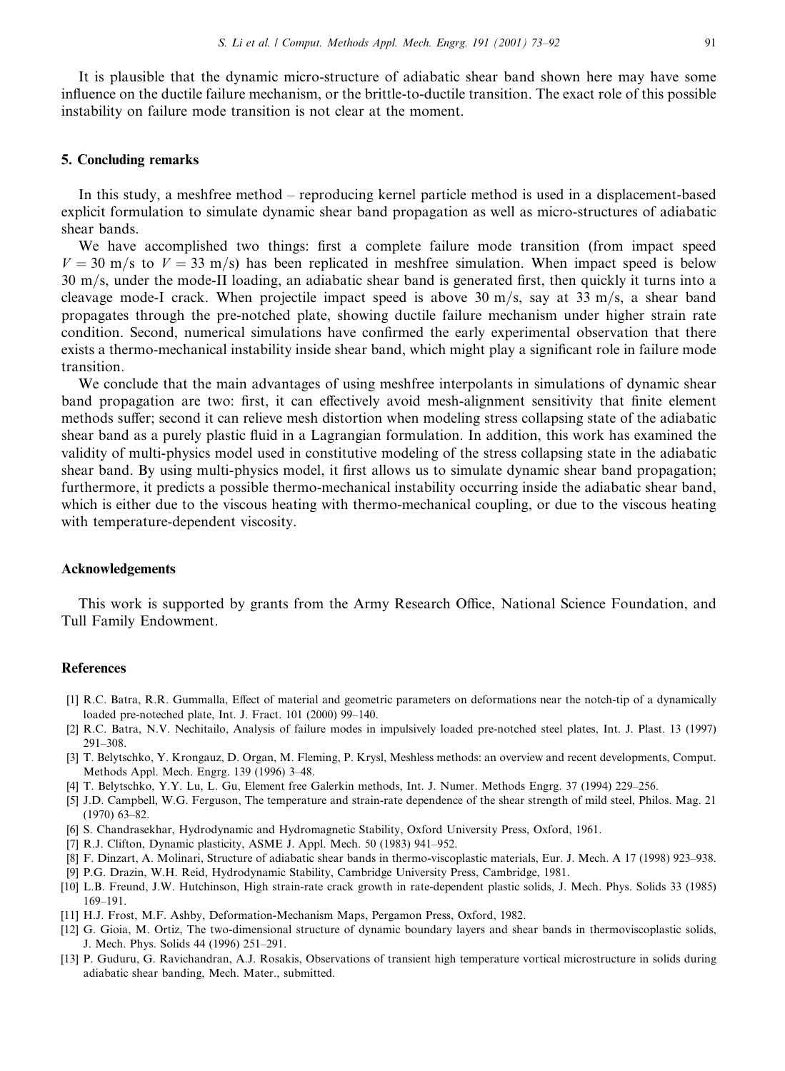It is plausible that the dynamic micro-structure of adiabatic shear band shown here may have some influence on the ductile failure mechanism, or the brittle-to-ductile transition. The exact role of this possible instability on failure mode transition is not clear at the moment.

## 5. Concluding remarks

In this study, a meshfree method – reproducing kernel particle method is used in a displacement-based explicit formulation to simulate dynamic shear band propagation as well as micro-structures of adiabatic shear bands.

We have accomplished two things: first a complete failure mode transition (from impact speed $V = 30$ m/s to $V = 33$ m/s) has been replicated in meshfree simulation. When impact speed is below 30 m/s, under the mode-II loading, an adiabatic shear band is generated first, then quickly it turns into a cleavage mode-I crack. When projectile impact speed is above 30 m/s, say at 33 m/s, a shear band propagates through the pre-notched plate, showing ductile failure mechanism under higher strain rate condition. Second, numerical simulations have confirmed the early experimental observation that there exists a thermo-mechanical instability inside shear band, which might play a significant role in failure mode transition.

We conclude that the main advantages of using meshfree interpolants in simulations of dynamic shear band propagation are two: first, it can effectively avoid mesh-alignment sensitivity that finite element methods suffer; second it can relieve mesh distortion when modeling stress collapsing state of the adiabatic shear band as a purely plastic fluid in a Lagrangian formulation. In addition, this work has examined the validity of multi-physics model used in constitutive modeling of the stress collapsing state in the adiabatic shear band. By using multi-physics model, it first allows us to simulate dynamic shear band propagation; furthermore, it predicts a possible thermo-mechanical instability occurring inside the adiabatic shear band, which is either due to the viscous heating with thermo-mechanical coupling, or due to the viscous heating with temperature-dependent viscosity.

## Acknowledgements

This work is supported by grants from the Army Research Office, National Science Foundation, and Tull Family Endowment.

## References

[1] R.C. Batra, R.R. Gummalla, Effect of material and geometric parameters on deformations near the notch-tip of a dynamically loaded pre-noteched plate, Int. J. Fract. 101 (2000) 99–140.

[2] R.C. Batra, N.V. Nechitailo, Analysis of failure modes in impulsively loaded pre-notched steel plates, Int. J. Plast. 13 (1997) 291–308.

[3] T. Belytschko, Y. Krongauz, D. Organ, M. Fleming, P. Krysl, Meshless methods: an overview and recent developments, Comput. Methods Appl. Mech. Engrg. 139 (1996) 3–48.

[4] T. Belytschko, Y.Y. Lu, L. Gu, Element free Galerkin methods, Int. J. Numer. Methods Engrg. 37 (1994) 229–256.

[5] J.D. Campbell, W.G. Ferguson, The temperature and strain-rate dependence of the shear strength of mild steel, Philos. Mag. 21 (1970) 63–82.

[6] S. Chandrasekhar, Hydrodynamic and Hydromagnetic Stability, Oxford University Press, Oxford, 1961.

[7] R.J. Clifton, Dynamic plasticity, ASME J. Appl. Mech. 50 (1983) 941–952.

[8] F. Dinzart, A. Molinari, Structure of adiabatic shear bands in thermo-viscoplastic materials, Eur. J. Mech. A 17 (1998) 923–938.

[9] P.G. Drazin, W.H. Reid, Hydrodynamic Stability, Cambridge University Press, Cambridge, 1981.

[10] L.B. Freund, J.W. Hutchinson, High strain-rate crack growth in rate-dependent plastic solids, J. Mech. Phys. Solids 33 (1985) 169–191.

[11] H.J. Frost, M.F. Ashby, Deformation-Mechanism Maps, Pergamon Press, Oxford, 1982.

[12] G. Gioia, M. Ortiz, The two-dimensional structure of dynamic boundary layers and shear bands in thermoviscoplastic solids, J. Mech. Phys. Solids 44 (1996) 251–291.

[13] P. Guduru, G. Ravichandran, A.J. Rosakis, Observations of transient high temperature vortical microstructure in solids during adiabatic shear banding, Mech. Mater., submitted.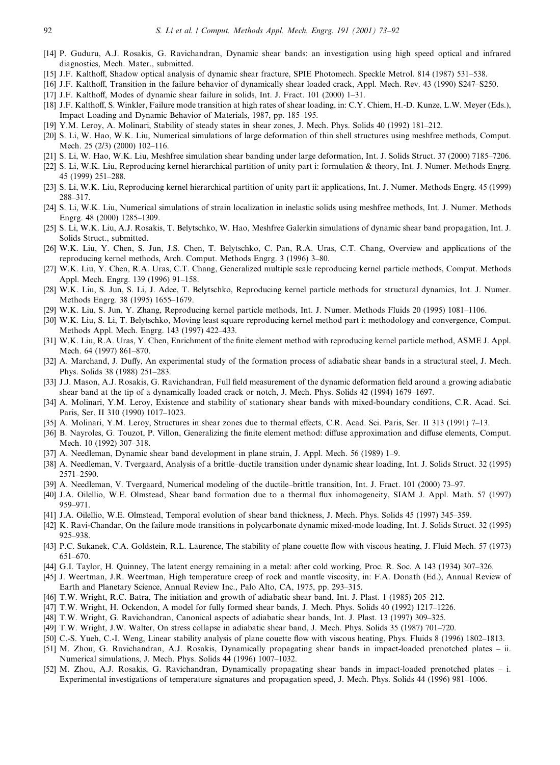[14] P. Guduru, A.J. Rosakis, G. Ravichandran, Dynamic shear bands: an investigation using high speed optical and infrared diagnostics, Mech. Mater., submitted.

[15] J.F. Kalthoff, Shadow optical analysis of dynamic shear fracture, SPIE Photomech. Speckle Metrol. 814 (1987) 531–538.

[16] J.F. Kalthoff, Transition in the failure behavior of dynamically shear loaded crack, Appl. Mech. Rev. 43 (1990) S247–S250.

[17] J.F. Kalthoff, Modes of dynamic shear failure in solids, Int. J. Fract. 101 (2000) 1–31.

[18] J.F. Kalthoff, S. Winkler, Failure mode transition at high rates of shear loading, in: C.Y. Chiem, H.-D. Kunze, L.W. Meyer (Eds.), Impact Loading and Dynamic Behavior of Materials, 1987, pp. 185–195.

[19] Y.M. Leroy, A. Molinari, Stability of steady states in shear zones, J. Mech. Phys. Solids 40 (1992) 181–212.

[20] S. Li, W. Hao, W.K. Liu, Numerical simulations of large deformation of thin shell structures using meshfree methods, Comput. Mech. 25 (2/3) (2000) 102–116.

[21] S. Li, W. Hao, W.K. Liu, Meshfree simulation shear banding under large deformation, Int. J. Solids Struct. 37 (2000) 7185–7206.

[22] S. Li, W.K. Liu, Reproducing kernel hierarchical partition of unity part i: formulation & theory, Int. J. Numer. Methods Engrg. 45 (1999) 251–288.

[23] S. Li, W.K. Liu, Reproducing kernel hierarchical partition of unity part ii: applications, Int. J. Numer. Methods Engrg. 45 (1999) 288–317.

[24] S. Li, W.K. Liu, Numerical simulations of strain localization in inelastic solids using meshfree methods, Int. J. Numer. Methods Engrg. 48 (2000) 1285–1309.

[25] S. Li, W.K. Liu, A.J. Rosakis, T. Belytschko, W. Hao, Meshfree Galerkin simulations of dynamic shear band propagation, Int. J. Solids Struct., submitted.

[26] W.K. Liu, Y. Chen, S. Jun, J.S. Chen, T. Belytschko, C. Pan, R.A. Uras, C.T. Chang, Overview and applications of the reproducing kernel methods, Arch. Comput. Methods Engrg. 3 (1996) 3–80.

[27] W.K. Liu, Y. Chen, R.A. Uras, C.T. Chang, Generalized multiple scale reproducing kernel particle methods, Comput. Methods Appl. Mech. Engrg. 139 (1996) 91–158.

[28] W.K. Liu, S. Jun, S. Li, J. Adee, T. Belytschko, Reproducing kernel particle methods for structural dynamics, Int. J. Numer. Methods Engrg. 38 (1995) 1655–1679.

[29] W.K. Liu, S. Jun, Y. Zhang, Reproducing kernel particle methods, Int. J. Numer. Methods Fluids 20 (1995) 1081–1106.

[30] W.K. Liu, S. Li, T. Belytschko, Moving least square reproducing kernel method part i: methodology and convergence, Comput. Methods Appl. Mech. Engrg. 143 (1997) 422–433.

[31] W.K. Liu, R.A. Uras, Y. Chen, Enrichment of the finite element method with reproducing kernel particle method, ASME J. Appl. Mech. 64 (1997) 861–870.

[32] A. Marchand, J. Duffy, An experimental study of the formation process of adiabatic shear bands in a structural steel, J. Mech. Phys. Solids 38 (1988) 251–283.

[33] J.J. Mason, A.J. Rosakis, G. Ravichandran, Full field measurement of the dynamic deformation field around a growing adiabatic shear band at the tip of a dynamically loaded crack or notch, J. Mech. Phys. Solids 42 (1994) 1679–1697.

[34] A. Molinari, Y.M. Leroy, Existence and stability of stationary shear bands with mixed-boundary conditions, C.R. Acad. Sci. Paris, Ser. II 310 (1990) 1017–1023.

[35] A. Molinari, Y.M. Leroy, Structures in shear zones due to thermal effects, C.R. Acad. Sci. Paris, Ser. II 313 (1991) 7–13.

[36] B. Nayroles, G. Touzot, P. Villon, Generalizing the finite element method: diffuse approximation and diffuse elements, Comput. Mech. 10 (1992) 307–318.

[37] A. Needleman, Dynamic shear band development in plane strain, J. Appl. Mech. 56 (1989) 1–9.

[38] A. Needleman, V. Tvergaard, Analysis of a brittle–ductile transition under dynamic shear loading, Int. J. Solids Struct. 32 (1995) 2571–2590.

[39] A. Needleman, V. Tvergaard, Numerical modeling of the ductile–brittle transition, Int. J. Fract. 101 (2000) 73–97.

[40] J.A. Oilellio, W.E. Olmstead, Shear band formation due to a thermal flux inhomogeneity, SIAM J. Appl. Math. 57 (1997) 959–971.

[41] J.A. Oilellio, W.E. Olmstead, Temporal evolution of shear band thickness, J. Mech. Phys. Solids 45 (1997) 345–359.

[42] K. Ravi-Chandar, On the failure mode transitions in polycarbonate dynamic mixed-mode loading, Int. J. Solids Struct. 32 (1995) 925–938.

[43] P.C. Sukanek, C.A. Goldstein, R.L. Laurence, The stability of plane couette flow with viscous heating, J. Fluid Mech. 57 (1973) 651–670.

[44] G.I. Taylor, H. Quinney, The latent energy remaining in a metal: after cold working, Proc. R. Soc. A 143 (1934) 307–326.

[45] J. Weertman, J.R. Weertman, High temperature creep of rock and mantle viscosity, in: F.A. Donath (Ed.), Annual Review of Earth and Planetary Science, Annual Review Inc., Palo Alto, CA, 1975, pp. 293–315.

[46] T.W. Wright, R.C. Batra, The initiation and growth of adiabatic shear band, Int. J. Plast. 1 (1985) 205–212.

[47] T.W. Wright, H. Ockendon, A model for fully formed shear bands, J. Mech. Phys. Solids 40 (1992) 1217–1226.

[48] T.W. Wright, G. Ravichandran, Canonical aspects of adiabatic shear bands, Int. J. Plast. 13 (1997) 309–325.

[49] T.W. Wright, J.W. Walter, On stress collapse in adiabatic shear band, J. Mech. Phys. Solids 35 (1987) 701–720.

[50] C.-S. Yueh, C.-I. Weng, Linear stability analysis of plane couette flow with viscous heating, Phys. Fluids 8 (1996) 1802–1813.

[51] M. Zhou, G. Ravichandran, A.J. Rosakis, Dynamically propagating shear bands in impact-loaded prenotched plates – ii. Numerical simulations, J. Mech. Phys. Solids 44 (1996) 1007–1032.

[52] M. Zhou, A.J. Rosakis, G. Ravichandran, Dynamically propagating shear bands in impact-loaded prenotched plates – i. Experimental investigations of temperature signatures and propagation speed, J. Mech. Phys. Solids 44 (1996) 981–1006.